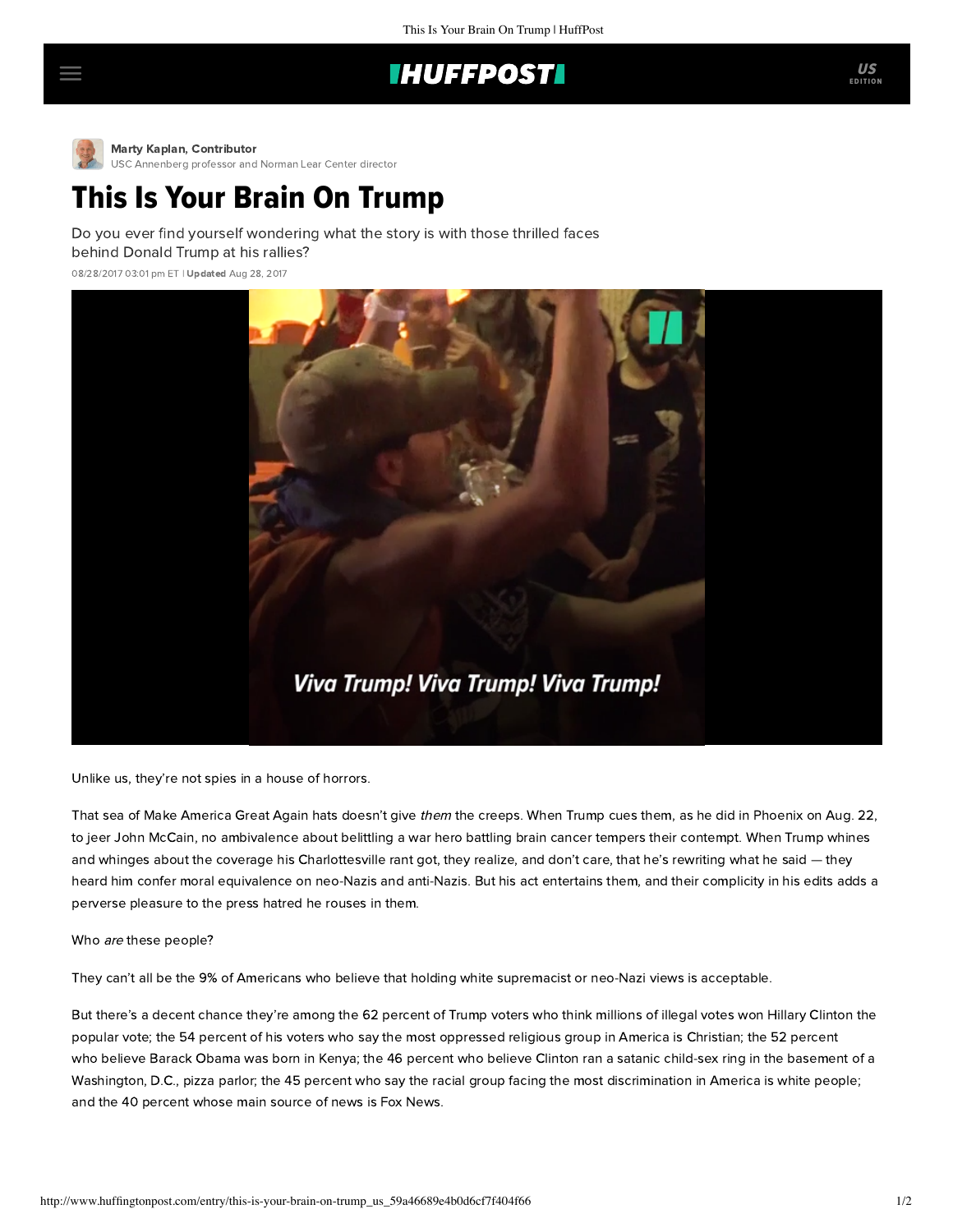Marty Kaplan, Contributor
USC Annenberg professor and Norman Lear Center director

# This Is Your Brain On Trump

Do you ever find yourself wondering what the story is with those thrilled faces behind Donald Trump at his rallies?

08/28/2017 03:01 pm ET | **Updated** Aug 28, 2017

Viva Trump! Viva Trump! Viva Trump!

Unlike us, they're not spies in a house of horrors.

That sea of Make America Great Again hats doesn't give *them* the creeps. When Trump cues them, as he did in Phoenix on Aug. 22, to jeer John McCain, no ambivalence about belittling a war hero battling brain cancer tempers their contempt. When Trump whines and whinges about the coverage his Charlottesville rant got, they realize, and don't care, that he's rewriting what he said — they heard him confer moral equivalence on neo-Nazis and anti-Nazis. But his act entertains them, and their complicity in his edits adds a perverse pleasure to the press hatred he rouses in them.

Who *are* these people?

They can't all be the 9% of Americans who believe that holding white supremacist or neo-Nazi views is acceptable.

But there's a decent chance they're among the 62 percent of Trump voters who think millions of illegal votes won Hillary Clinton the popular vote; the 54 percent of his voters who say the most oppressed religious group in America is Christian; the 52 percent who believe Barack Obama was born in Kenya; the 46 percent who believe Clinton ran a satanic child-sex ring in the basement of a Washington, D.C., pizza parlor; the 45 percent who say the racial group facing the most discrimination in America is white people; and the 40 percent whose main source of news is Fox News.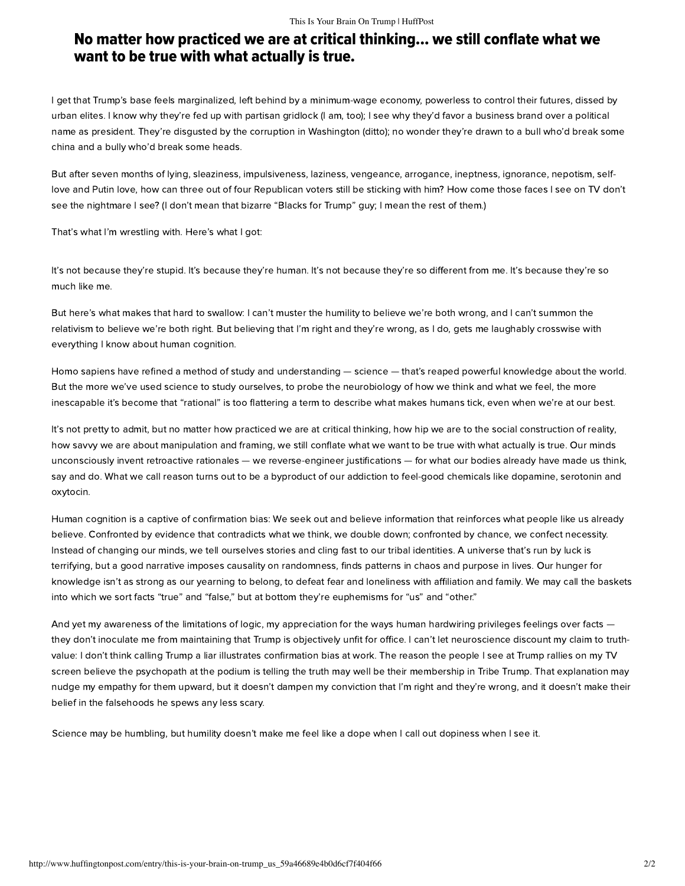## No matter how practiced we are at critical thinking... we still conflate what we want to be true with what actually is true.

I get that Trump's base feels marginalized, left behind by a minimum-wage economy, powerless to control their futures, dissed by urban elites. I know why they're fed up with partisan gridlock (I am, too); I see why they'd favor a business brand over a political name as president. They're disgusted by the corruption in Washington (ditto); no wonder they're drawn to a bull who'd break some china and a bully who'd break some heads.

But after seven months of lying, sleaziness, impulsiveness, laziness, vengeance, arrogance, ineptness, ignorance, nepotism, self-love and Putin love, how can three out of four Republican voters still be sticking with him? How come those faces I see on TV don't see the nightmare I see? (I don't mean that bizarre "Blacks for Trump" guy; I mean the rest of them.)

That's what I'm wrestling with. Here's what I got:

It's not because they're stupid. It's because they're human. It's not because they're so different from me. It's because they're so much like me.

But here's what makes that hard to swallow: I can't muster the humility to believe we're both wrong, and I can't summon the relativism to believe we're both right. But believing that I'm right and they're wrong, as I do, gets me laughably crosswise with everything I know about human cognition.

Homo sapiens have refined a method of study and understanding — science — that's reaped powerful knowledge about the world. But the more we've used science to study ourselves, to probe the neurobiology of how we think and what we feel, the more inescapable it's become that "rational" is too flattering a term to describe what makes humans tick, even when we're at our best.

It's not pretty to admit, but no matter how practiced we are at critical thinking, how hip we are to the social construction of reality, how savvy we are about manipulation and framing, we still conflate what we want to be true with what actually is true. Our minds unconsciously invent retroactive rationales — we reverse-engineer justifications — for what our bodies already have made us think, say and do. What we call reason turns out to be a byproduct of our addiction to feel-good chemicals like dopamine, serotonin and oxytocin.

Human cognition is a captive of confirmation bias: We seek out and believe information that reinforces what people like us already believe. Confronted by evidence that contradicts what we think, we double down; confronted by chance, we confect necessity. Instead of changing our minds, we tell ourselves stories and cling fast to our tribal identities. A universe that's run by luck is terrifying, but a good narrative imposes causality on randomness, finds patterns in chaos and purpose in lives. Our hunger for knowledge isn't as strong as our yearning to belong, to defeat fear and loneliness with affiliation and family. We may call the baskets into which we sort facts "true" and "false," but at bottom they're euphemisms for "us" and "other."

And yet my awareness of the limitations of logic, my appreciation for the ways human hardwiring privileges feelings over facts — they don't inoculate me from maintaining that Trump is objectively unfit for office. I can't let neuroscience discount my claim to truth-value: I don't think calling Trump a liar illustrates confirmation bias at work. The reason the people I see at Trump rallies on my TV screen believe the psychopath at the podium is telling the truth may well be their membership in Tribe Trump. That explanation may nudge my empathy for them upward, but it doesn't dampen my conviction that I'm right and they're wrong, and it doesn't make their belief in the falsehoods he spews any less scary.

Science may be humbling, but humility doesn't make me feel like a dope when I call out dopiness when I see it.